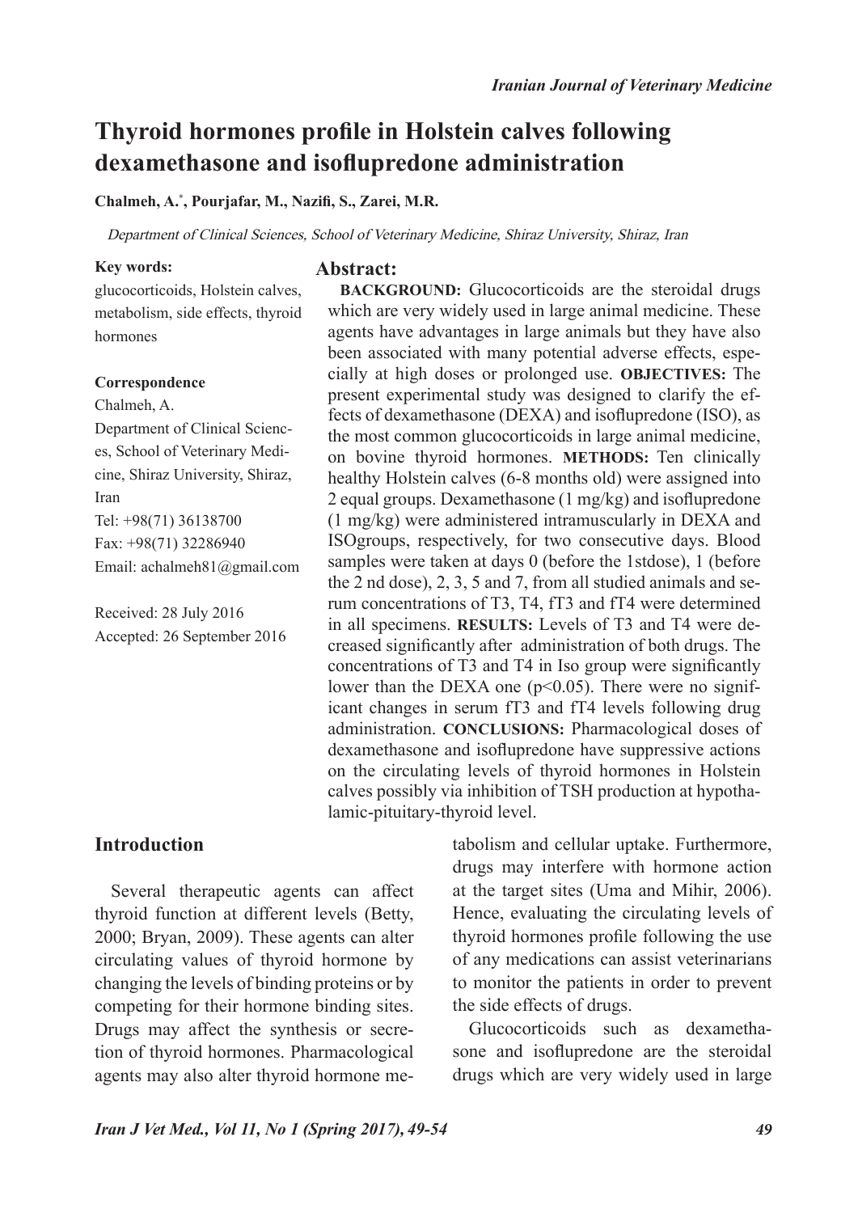# Thyroid hormones profile in Holstein calves following dexamethasone and isoflupredone administration

**Chalmeh, A.[*], Pourjafar, M., Nazifi, S., Zarei, M.R.**

*Department of Clinical Sciences, School of Veterinary Medicine, Shiraz University, Shiraz, Iran*

**Key words:**

glucocorticoids, Holstein calves, metabolism, side effects, thyroid hormones

**Correspondence**

Chalmeh, A.
Department of Clinical Sciences, School of Veterinary Medicine, Shiraz University, Shiraz, Iran
Tel: +98(71) 36138700
Fax: +98(71) 32286940
Email: achalmeh81@gmail.com

Received: 28 July 2016
Accepted: 26 September 2016

## Abstract:

**BACKGROUND:** Glucocorticoids are the steroidal drugs which are very widely used in large animal medicine. These agents have advantages in large animals but they have also been associated with many potential adverse effects, especially at high doses or prolonged use. **OBJECTIVES:** The present experimental study was designed to clarify the effects of dexamethasone (DEXA) and isoflupredone (ISO), as the most common glucocorticoids in large animal medicine, on bovine thyroid hormones. **METHODS:** Ten clinically healthy Holstein calves (6-8 months old) were assigned into 2 equal groups. Dexamethasone (1 mg/kg) and isoflupredone (1 mg/kg) were administered intramuscularly in DEXA and ISOgroups, respectively, for two consecutive days. Blood samples were taken at days 0 (before the 1stdose), 1 (before the 2 nd dose), 2, 3, 5 and 7, from all studied animals and serum concentrations of T3, T4, fT3 and fT4 were determined in all specimens. **RESULTS:** Levels of T3 and T4 were decreased significantly after administration of both drugs. The concentrations of T3 and T4 in Iso group were significantly lower than the DEXA one ($p<0.05$). There were no significant changes in serum fT3 and fT4 levels following drug administration. **CONCLUSIONS:** Pharmacological doses of dexamethasone and isoflupredone have suppressive actions on the circulating levels of thyroid hormones in Holstein calves possibly via inhibition of TSH production at hypothalamic-pituitary-thyroid level.

## Introduction

Several therapeutic agents can affect thyroid function at different levels (Betty, 2000; Bryan, 2009). These agents can alter circulating values of thyroid hormone by changing the levels of binding proteins or by competing for their hormone binding sites. Drugs may affect the synthesis or secretion of thyroid hormones. Pharmacological agents may also alter thyroid hormone metabolism and cellular uptake. Furthermore, drugs may interfere with hormone action at the target sites (Uma and Mihir, 2006). Hence, evaluating the circulating levels of thyroid hormones profile following the use of any medications can assist veterinarians to monitor the patients in order to prevent the side effects of drugs.

Glucocorticoids such as dexamethasone and isoflupredone are the steroidal drugs which are very widely used in large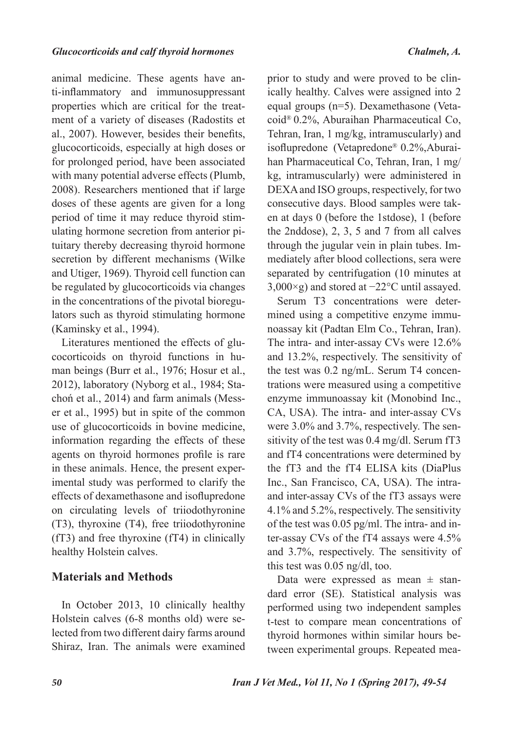animal medicine. These agents have anti-inflammatory and immunosuppressant properties which are critical for the treatment of a variety of diseases (Radostits et al., 2007). However, besides their benefits, glucocorticoids, especially at high doses or for prolonged period, have been associated with many potential adverse effects (Plumb, 2008). Researchers mentioned that if large doses of these agents are given for a long period of time it may reduce thyroid stimulating hormone secretion from anterior pituitary thereby decreasing thyroid hormone secretion by different mechanisms (Wilke and Utiger, 1969). Thyroid cell function can be regulated by glucocorticoids via changes in the concentrations of the pivotal bioregulators such as thyroid stimulating hormone (Kaminsky et al., 1994).

Literatures mentioned the effects of glucocorticoids on thyroid functions in human beings (Burr et al., 1976; Hosur et al., 2012), laboratory (Nyborg et al., 1984; Stachoń et al., 2014) and farm animals (Messer et al., 1995) but in spite of the common use of glucocorticoids in bovine medicine, information regarding the effects of these agents on thyroid hormones profile is rare in these animals. Hence, the present experimental study was performed to clarify the effects of dexamethasone and isoflupredone on circulating levels of triiodothyronine (T3), thyroxine (T4), free triiodothyronine (fT3) and free thyroxine (fT4) in clinically healthy Holstein calves.

## Materials and Methods

In October 2013, 10 clinically healthy Holstein calves (6-8 months old) were selected from two different dairy farms around Shiraz, Iran. The animals were examined prior to study and were proved to be clinically healthy. Calves were assigned into 2 equal groups (n=5). Dexamethasone (Vetacoid® 0.2%, Aburaihan Pharmaceutical Co, Tehran, Iran, 1 mg/kg, intramuscularly) and isoflupredone (Vetapredone® 0.2%,Aburaihan Pharmaceutical Co, Tehran, Iran, 1 mg/kg, intramuscularly) were administered in DEXA and ISO groups, respectively, for two consecutive days. Blood samples were taken at days 0 (before the 1stdose), 1 (before the 2nddose), 2, 3, 5 and 7 from all calves through the jugular vein in plain tubes. Immediately after blood collections, sera were separated by centrifugation (10 minutes at 3,000×g) and stored at −22°C until assayed.

Serum T3 concentrations were determined using a competitive enzyme immunoassay kit (Padtan Elm Co., Tehran, Iran). The intra- and inter-assay CVs were 12.6% and 13.2%, respectively. The sensitivity of the test was 0.2 ng/mL. Serum T4 concentrations were measured using a competitive enzyme immunoassay kit (Monobind Inc., CA, USA). The intra- and inter-assay CVs were 3.0% and 3.7%, respectively. The sensitivity of the test was 0.4 mg/dl. Serum fT3 and fT4 concentrations were determined by the fT3 and the fT4 ELISA kits (DiaPlus Inc., San Francisco, CA, USA). The intra- and inter-assay CVs of the fT3 assays were 4.1% and 5.2%, respectively. The sensitivity of the test was 0.05 pg/ml. The intra- and inter-assay CVs of the fT4 assays were 4.5% and 3.7%, respectively. The sensitivity of this test was 0.05 ng/dl, too.

Data were expressed as mean ± standard error (SE). Statistical analysis was performed using two independent samples t-test to compare mean concentrations of thyroid hormones within similar hours between experimental groups. Repeated mea-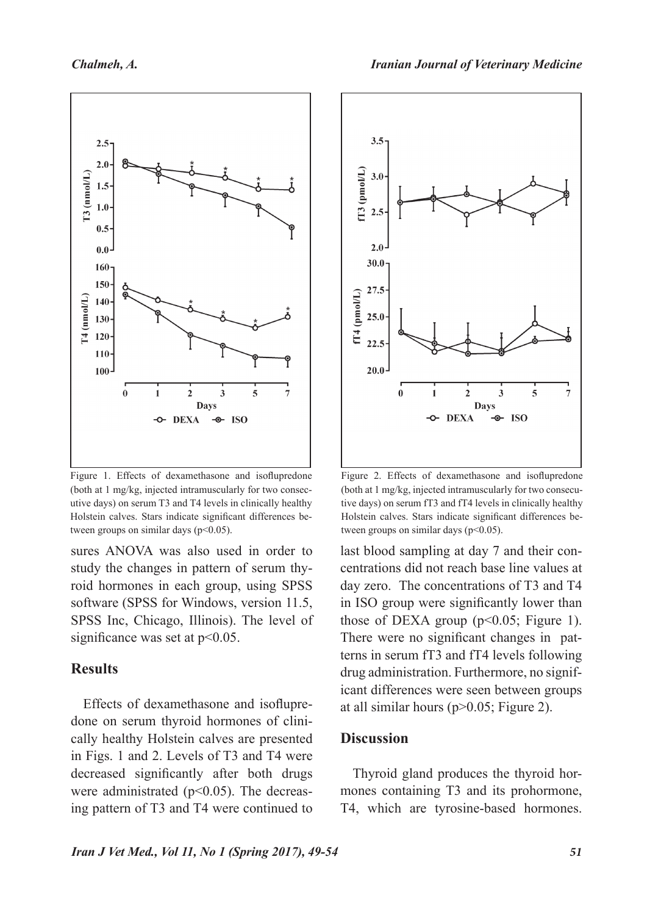Figure 1. Effects of dexamethasone and isoflupredone (both at 1 mg/kg, injected intramuscularly for two consecutive days) on serum T3 and T4 levels in clinically healthy Holstein calves. Stars indicate significant differences between groups on similar days ($p<0.05$).

Figure 2. Effects of dexamethasone and isoflupredone (both at 1 mg/kg, injected intramuscularly for two consecutive days) on serum fT3 and fT4 levels in clinically healthy Holstein calves. Stars indicate significant differences between groups on similar days ($p<0.05$).

sures ANOVA was also used in order to study the changes in pattern of serum thyroid hormones in each group, using SPSS software (SPSS for Windows, version 11.5, SPSS Inc, Chicago, Illinois). The level of significance was set at $p<0.05$.

## Results

Effects of dexamethasone and isoflupredone on serum thyroid hormones of clinically healthy Holstein calves are presented in Figs. 1 and 2. Levels of T3 and T4 were decreased significantly after both drugs were administrated ($p<0.05$). The decreasing pattern of T3 and T4 were continued to last blood sampling at day 7 and their concentrations did not reach base line values at day zero. The concentrations of T3 and T4 in ISO group were significantly lower than those of DEXA group ($p<0.05$; Figure 1). There were no significant changes in patterns in serum fT3 and fT4 levels following drug administration. Furthermore, no significant differences were seen between groups at all similar hours ($p>0.05$; Figure 2).

## Discussion

Thyroid gland produces the thyroid hormones containing T3 and its prohormone, T4, which are tyrosine-based hormones.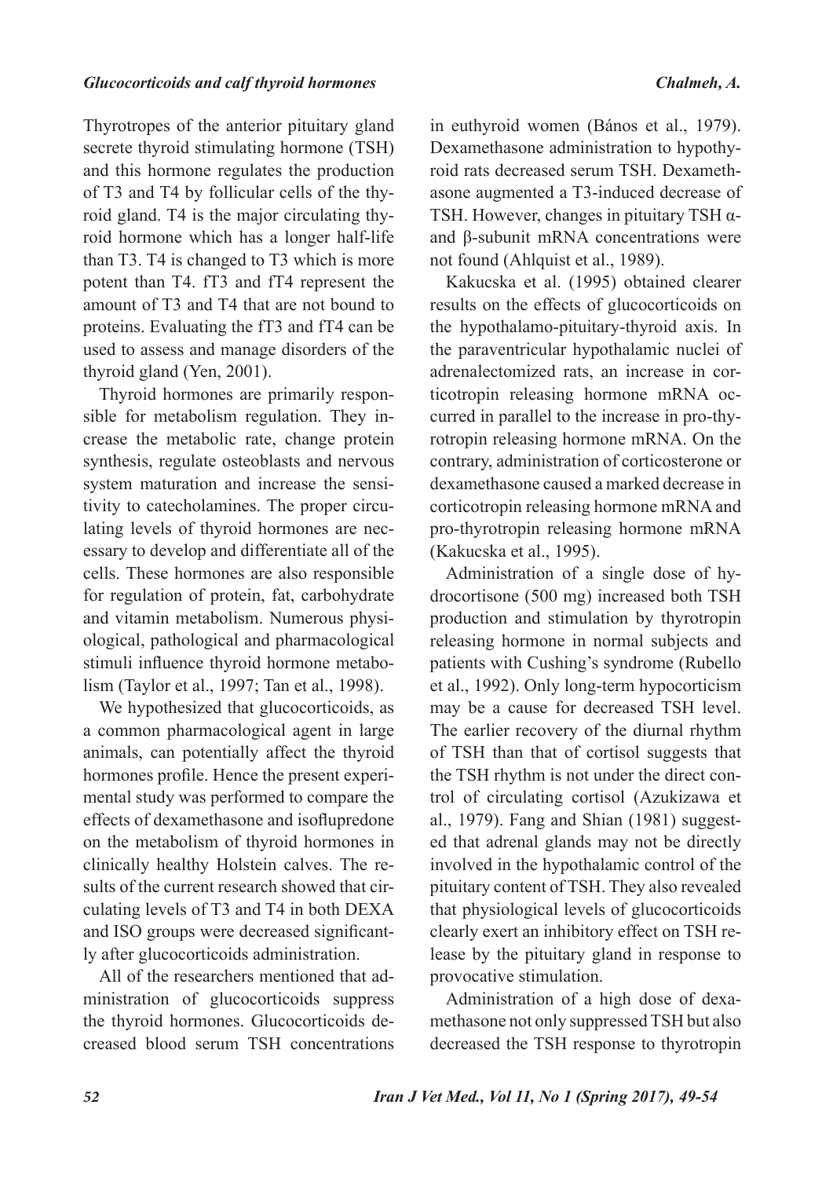Thyrotropes of the anterior pituitary gland secrete thyroid stimulating hormone (TSH) and this hormone regulates the production of T3 and T4 by follicular cells of the thyroid gland. T4 is the major circulating thyroid hormone which has a longer half-life than T3. T4 is changed to T3 which is more potent than T4. fT3 and fT4 represent the amount of T3 and T4 that are not bound to proteins. Evaluating the fT3 and fT4 can be used to assess and manage disorders of the thyroid gland (Yen, 2001).

Thyroid hormones are primarily responsible for metabolism regulation. They increase the metabolic rate, change protein synthesis, regulate osteoblasts and nervous system maturation and increase the sensitivity to catecholamines. The proper circulating levels of thyroid hormones are necessary to develop and differentiate all of the cells. These hormones are also responsible for regulation of protein, fat, carbohydrate and vitamin metabolism. Numerous physiological, pathological and pharmacological stimuli influence thyroid hormone metabolism (Taylor et al., 1997; Tan et al., 1998).

We hypothesized that glucocorticoids, as a common pharmacological agent in large animals, can potentially affect the thyroid hormones profile. Hence the present experimental study was performed to compare the effects of dexamethasone and isoflupredone on the metabolism of thyroid hormones in clinically healthy Holstein calves. The results of the current research showed that circulating levels of T3 and T4 in both DEXA and ISO groups were decreased significantly after glucocorticoids administration.

All of the researchers mentioned that administration of glucocorticoids suppress the thyroid hormones. Glucocorticoids decreased blood serum TSH concentrations in euthyroid women (Bános et al., 1979). Dexamethasone administration to hypothyroid rats decreased serum TSH. Dexamethasone augmented a T3-induced decrease of TSH. However, changes in pituitary TSH α- and β-subunit mRNA concentrations were not found (Ahlquist et al., 1989).

Kakucska et al. (1995) obtained clearer results on the effects of glucocorticoids on the hypothalamo-pituitary-thyroid axis. In the paraventricular hypothalamic nuclei of adrenalectomized rats, an increase in corticotropin releasing hormone mRNA occurred in parallel to the increase in pro-thyrotropin releasing hormone mRNA. On the contrary, administration of corticosterone or dexamethasone caused a marked decrease in corticotropin releasing hormone mRNA and pro-thyrotropin releasing hormone mRNA (Kakucska et al., 1995).

Administration of a single dose of hydrocortisone (500 mg) increased both TSH production and stimulation by thyrotropin releasing hormone in normal subjects and patients with Cushing's syndrome (Rubello et al., 1992). Only long-term hypocorticism may be a cause for decreased TSH level. The earlier recovery of the diurnal rhythm of TSH than that of cortisol suggests that the TSH rhythm is not under the direct control of circulating cortisol (Azukizawa et al., 1979). Fang and Shian (1981) suggested that adrenal glands may not be directly involved in the hypothalamic control of the pituitary content of TSH. They also revealed that physiological levels of glucocorticoids clearly exert an inhibitory effect on TSH release by the pituitary gland in response to provocative stimulation.

Administration of a high dose of dexamethasone not only suppressed TSH but also decreased the TSH response to thyrotropin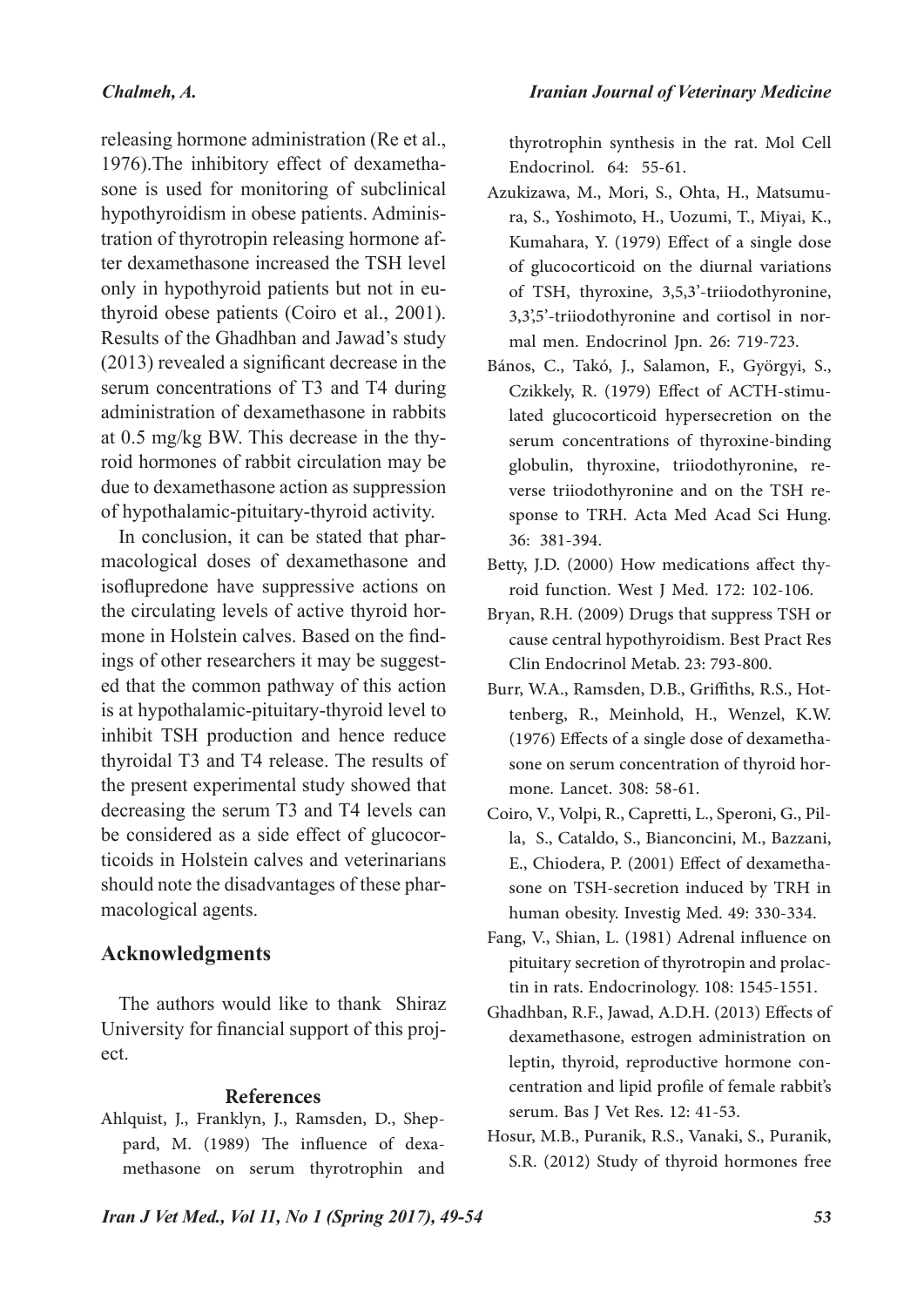releasing hormone administration (Re et al., 1976).The inhibitory effect of dexamethasone is used for monitoring of subclinical hypothyroidism in obese patients. Administration of thyrotropin releasing hormone after dexamethasone increased the TSH level only in hypothyroid patients but not in euthyroid obese patients (Coiro et al., 2001). Results of the Ghadhban and Jawad's study (2013) revealed a significant decrease in the serum concentrations of T3 and T4 during administration of dexamethasone in rabbits at 0.5 mg/kg BW. This decrease in the thyroid hormones of rabbit circulation may be due to dexamethasone action as suppression of hypothalamic-pituitary-thyroid activity.

In conclusion, it can be stated that pharmacological doses of dexamethasone and isoflupredone have suppressive actions on the circulating levels of active thyroid hormone in Holstein calves. Based on the findings of other researchers it may be suggested that the common pathway of this action is at hypothalamic-pituitary-thyroid level to inhibit TSH production and hence reduce thyroidal T3 and T4 release. The results of the present experimental study showed that decreasing the serum T3 and T4 levels can be considered as a side effect of glucocorticoids in Holstein calves and veterinarians should note the disadvantages of these pharmacological agents.

## Acknowledgments

The authors would like to thank Shiraz University for financial support of this project.

## References

Ahlquist, J., Franklyn, J., Ramsden, D., Sheppard, M. (1989) The influence of dexamethasone on serum thyrotrophin and thyrotrophin synthesis in the rat. Mol Cell Endocrinol. 64: 55-61.

Azukizawa, M., Mori, S., Ohta, H., Matsumura, S., Yoshimoto, H., Uozumi, T., Miyai, K., Kumahara, Y. (1979) Effect of a single dose of glucocorticoid on the diurnal variations of TSH, thyroxine, 3,5,3'-triiodothyronine, 3,3',5'-triiodothyronine and cortisol in normal men. Endocrinol Jpn. 26: 719-723.

Bános, C., Takó, J., Salamon, F., Györgyi, S., Czikkely, R. (1979) Effect of ACTH-stimulated glucocorticoid hypersecretion on the serum concentrations of thyroxine-binding globulin, thyroxine, triiodothyronine, reverse triiodothyronine and on the TSH response to TRH. Acta Med Acad Sci Hung. 36: 381-394.

Betty, J.D. (2000) How medications affect thyroid function. West J Med. 172: 102-106.

Bryan, R.H. (2009) Drugs that suppress TSH or cause central hypothyroidism. Best Pract Res Clin Endocrinol Metab. 23: 793-800.

Burr, W.A., Ramsden, D.B., Griffiths, R.S., Hottenberg, R., Meinhold, H., Wenzel, K.W. (1976) Effects of a single dose of dexamethasone on serum concentration of thyroid hormone. Lancet. 308: 58-61.

Coiro, V., Volpi, R., Capretti, L., Speroni, G., Pilla, S., Cataldo, S., Bianconcini, M., Bazzani, E., Chiodera, P. (2001) Effect of dexamethasone on TSH-secretion induced by TRH in human obesity. Investig Med. 49: 330-334.

Fang, V., Shian, L. (1981) Adrenal influence on pituitary secretion of thyrotropin and prolactin in rats. Endocrinology. 108: 1545-1551.

Ghadhban, R.F., Jawad, A.D.H. (2013) Effects of dexamethasone, estrogen administration on leptin, thyroid, reproductive hormone concentration and lipid profile of female rabbit's serum. Bas J Vet Res. 12: 41-53.

Hosur, M.B., Puranik, R.S., Vanaki, S., Puranik, S.R. (2012) Study of thyroid hormones free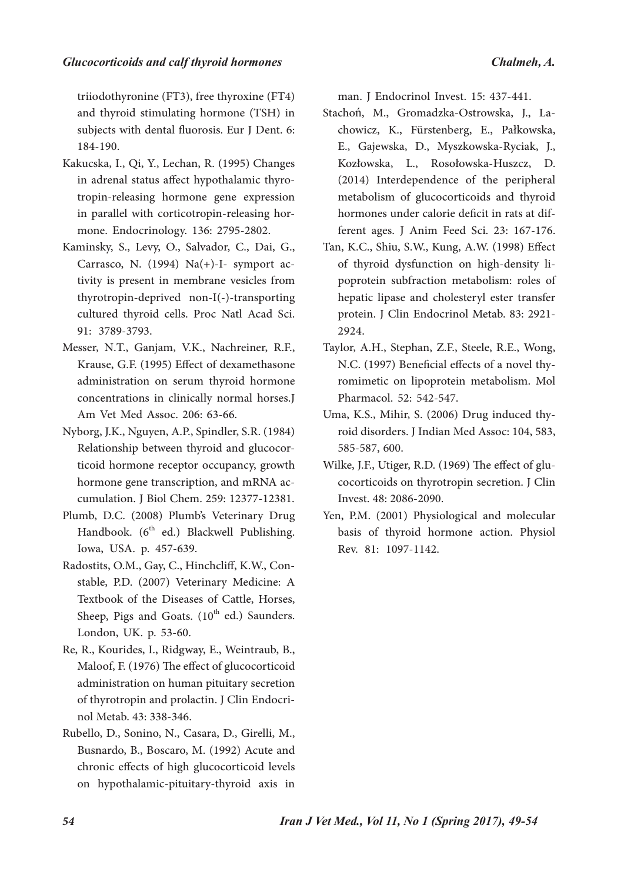triiodothyronine (FT3), free thyroxine (FT4) and thyroid stimulating hormone (TSH) in subjects with dental fluorosis. Eur J Dent. 6: 184-190.

Kakucska, I., Qi, Y., Lechan, R. (1995) Changes in adrenal status affect hypothalamic thyrotropin-releasing hormone gene expression in parallel with corticotropin-releasing hormone. Endocrinology. 136: 2795-2802.

Kaminsky, S., Levy, O., Salvador, C., Dai, G., Carrasco, N. (1994) Na(+)-I- symport activity is present in membrane vesicles from thyrotropin-deprived non-I(-)-transporting cultured thyroid cells. Proc Natl Acad Sci. 91: 3789-3793.

Messer, N.T., Ganjam, V.K., Nachreiner, R.F., Krause, G.F. (1995) Effect of dexamethasone administration on serum thyroid hormone concentrations in clinically normal horses.J Am Vet Med Assoc. 206: 63-66.

Nyborg, J.K., Nguyen, A.P., Spindler, S.R. (1984) Relationship between thyroid and glucocorticoid hormone receptor occupancy, growth hormone gene transcription, and mRNA accumulation. J Biol Chem. 259: 12377-12381.

Plumb, D.C. (2008) Plumb's Veterinary Drug Handbook. (6th ed.) Blackwell Publishing. Iowa, USA. p. 457-639.

Radostits, O.M., Gay, C., Hinchcliff, K.W., Constable, P.D. (2007) Veterinary Medicine: A Textbook of the Diseases of Cattle, Horses, Sheep, Pigs and Goats. (10th ed.) Saunders. London, UK. p. 53-60.

Re, R., Kourides, I., Ridgway, E., Weintraub, B., Maloof, F. (1976) The effect of glucocorticoid administration on human pituitary secretion of thyrotropin and prolactin. J Clin Endocrinol Metab. 43: 338-346.

Rubello, D., Sonino, N., Casara, D., Girelli, M., Busnardo, B., Boscaro, M. (1992) Acute and chronic effects of high glucocorticoid levels on hypothalamic-pituitary-thyroid axis in man. J Endocrinol Invest. 15: 437-441.

Stachoń, M., Gromadzka-Ostrowska, J., Lachowicz, K., Fürstenberg, E., Pałkowska, E., Gajewska, D., Myszkowska-Ryciak, J., Kozłowska, L., Rosołowska-Huszcz, D. (2014) Interdependence of the peripheral metabolism of glucocorticoids and thyroid hormones under calorie deficit in rats at different ages. J Anim Feed Sci. 23: 167-176.

Tan, K.C., Shiu, S.W., Kung, A.W. (1998) Effect of thyroid dysfunction on high-density lipoprotein subfraction metabolism: roles of hepatic lipase and cholesteryl ester transfer protein. J Clin Endocrinol Metab. 83: 2921-2924.

Taylor, A.H., Stephan, Z.F., Steele, R.E., Wong, N.C. (1997) Beneficial effects of a novel thyromimetic on lipoprotein metabolism. Mol Pharmacol. 52: 542-547.

Uma, K.S., Mihir, S. (2006) Drug induced thyroid disorders. J Indian Med Assoc: 104, 583, 585-587, 600.

Wilke, J.F., Utiger, R.D. (1969) The effect of glucocorticoids on thyrotropin secretion. J Clin Invest. 48: 2086-2090.

Yen, P.M. (2001) Physiological and molecular basis of thyroid hormone action. Physiol Rev. 81: 1097-1142.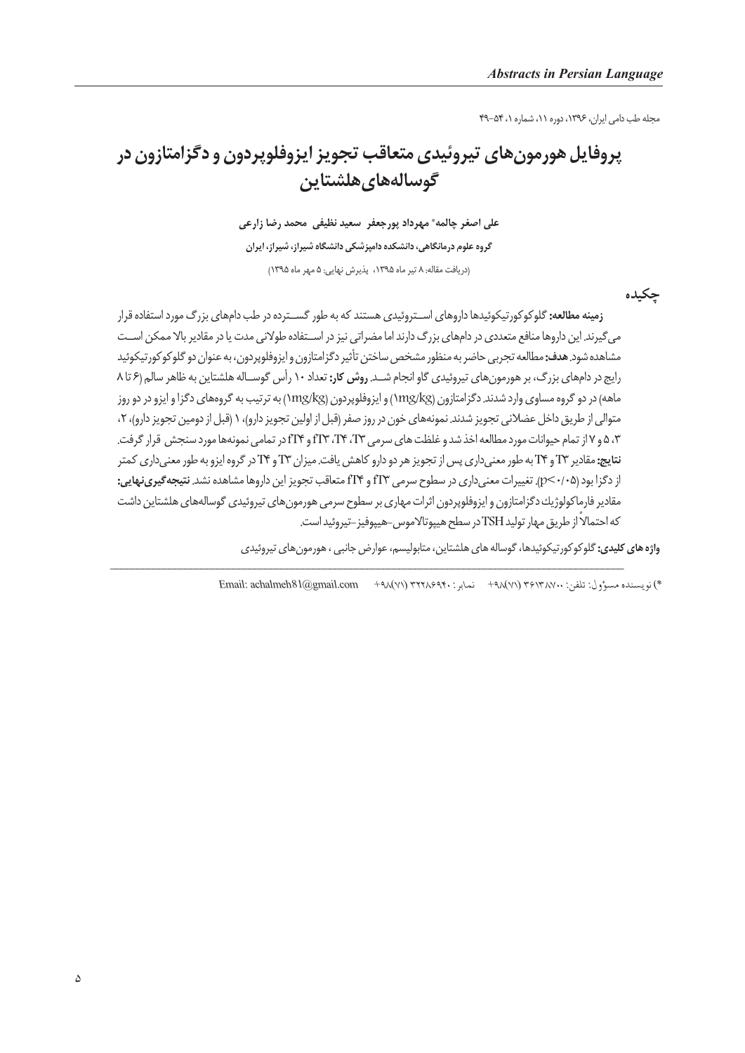# پروفایل هورمون‌های تیروئیدی متعاقب تجویز ایزوفلوپردون و دگزامتازون در گوساله‌های هلشتاین

**علی اصغر چالمه\* مهرداد پورجعفر سعید نظیفی محمد رضا زارعی**

**گروه علوم درمانگاهی، دانشکده دامپزشکی دانشگاه شیراز، شیراز، ایران**

(دریافت مقاله: ۸ تیر ماه ۱۳۹۵، پذیرش نهایی: ۵ مهر ماه ۱۳۹۵)

## چکیده

**زمینه مطالعه:** گلوکوکورتیکوئیدها داروهای استروئیدی هستند که به طور گسترده در طب دام‌های بزرگ مورد استفاده قرار می‌گیرند. این داروها منافع متعددی در دامهای بزرگ دارند اما مضراتی نیز در استفاده طولانی مدت یا در مقادیر بالا ممکن است مشاهده شود. **هدف:** مطالعه تجربی حاضر به منظور مشخص ساختن تأثیر دگزامتازون و ایزوفلوپردون، به عنوان دو گلوکوکورتیکوئید رایج در دام‌های بزرگ، بر هورمون‌های تیروئیدی گاو انجام شد. **روش کار:** تعداد ۱۰ رأس گوساله هلشتاین به ظاهر سالم (۶ تا ۸ ماهه) در دو گروه مساوی وارد شدند. دگزامتازون (1mg/kg) و ایزوفلوپردون (1mg/kg) به ترتیب به گروه‌های دگزا و ایزو در دو روز متوالی از طریق داخل عضلانی تجویز شدند. نمونه‌های خون در روز صفر (قبل از اولین تجویز دارو)، ۱ (قبل از دومین تجویز دارو)، ۲، ۳، ۵ و ۷ از تمام حیوانات مورد مطالعه اخذ شد و غلظت های سرمی T3، T4، fT3 و fT4 در تمامی نمونه‌ها مورد سنجش قرار گرفت. **نتایج:** مقادیر T3 و T4 به طور معنی‌داری پس از تجویز هر دو دارو کاهش یافت. میزان T3 و T4 در گروه ایزو به طور معنی‌داری کمتر از دگزا بود ($p<0.05$). تغییرات معنی‌داری در سطوح سرمی fT3 و fT4 متعاقب تجویز این داروها مشاهده نشد. **نتیجه‌گیری نهایی:** مقادیر فارماکولوژیک دگزامتازون و ایزوفلوپردون اثرات مهاری بر سطوح سرمی هورمون‌های تیروئیدی گوساله‌های هلشتاین داشت که احتمالاً از طریق مهار تولید TSH در سطح هیپوتالاموس-هیپوفیز-تیروئید است.

**واژه های کلیدی:** گلوکوکورتیکوئیدها، گوساله های هلشتاین، متابولیسم، عوارض جانبی، هورمون‌های تیروئیدی

\*) نویسنده مسؤول: تلفن: ۳۶۱۳۸۷۰۰ (۷۱) ۹۸+ نمابر: ۳۲۲۸۶۹۴۰ (۷۱) ۹۸+ Email: achalmeh81@gmail.com